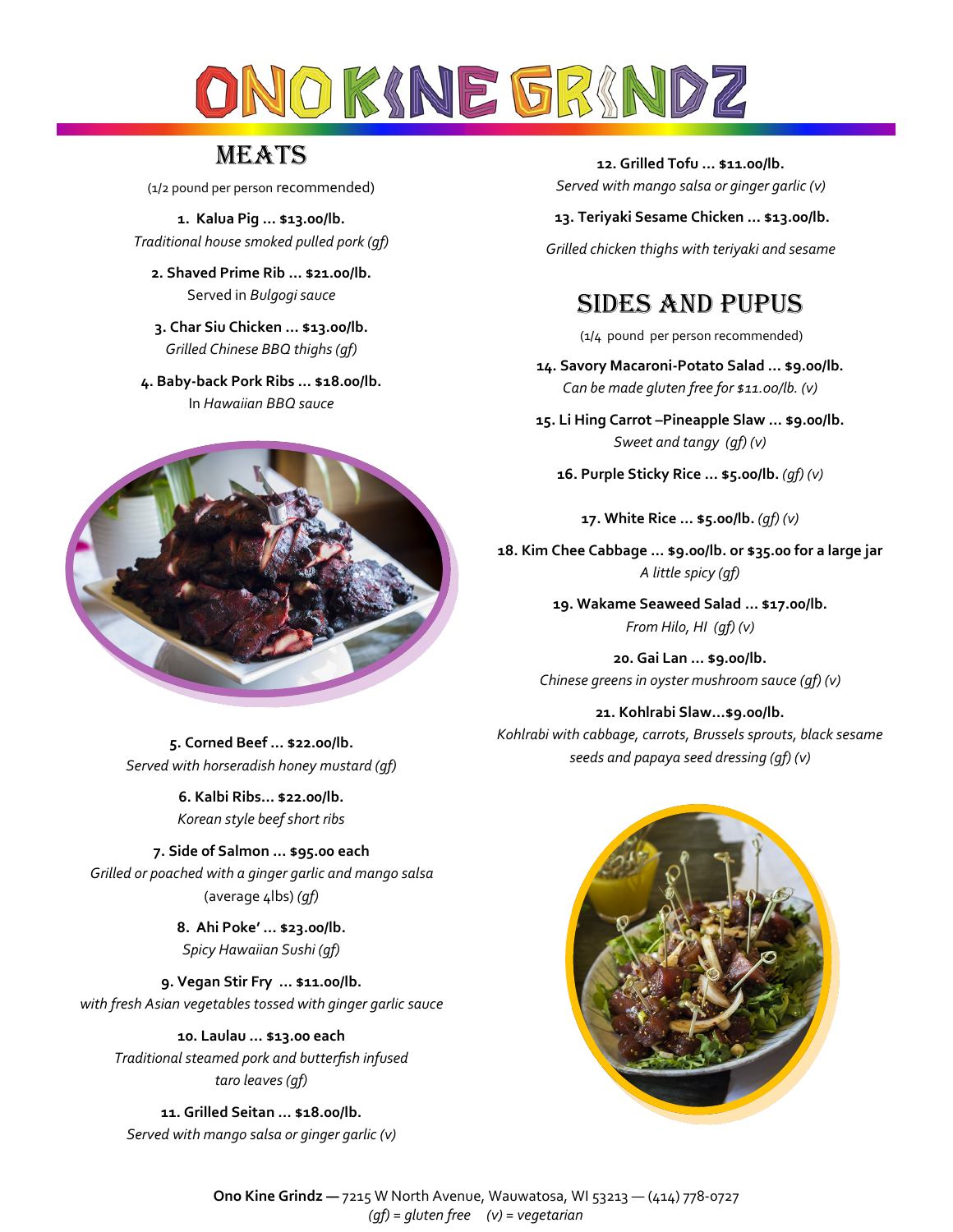# ONO KINE GRINDZ

## MEATS

(1/2 pound per person recommended)

**1. Kalua Pig … $13.00/lb.**
*Traditional house smoked pulled pork (gf)*

**2. Shaved Prime Rib … $21.00/lb.**
Served in *Bulgogi sauce*

**3. Char Siu Chicken … $13.00/lb.**
*Grilled Chinese BBQ thighs (gf)*

**4. Baby-back Pork Ribs … $18.00/lb.**
In *Hawaiian BBQ sauce*

**5. Corned Beef … $22.00/lb.**
*Served with horseradish honey mustard (gf)*

**6. Kalbi Ribs… $22.00/lb.**
*Korean style beef short ribs*

**7. Side of Salmon … $95.00 each**
*Grilled or poached with a ginger garlic and mango salsa*
(average 4lbs) *(gf)*

**8. Ahi Poke' … $23.00/lb.**
*Spicy Hawaiian Sushi (gf)*

**9. Vegan Stir Fry … $11.00/lb.**
*with fresh Asian vegetables tossed with ginger garlic sauce*

**10. Laulau … $13.00 each**
*Traditional steamed pork and butterfish infused taro leaves (gf)*

**11. Grilled Seitan … $18.00/lb.**
*Served with mango salsa or ginger garlic (v)*

**12. Grilled Tofu … $11.00/lb.**
*Served with mango salsa or ginger garlic (v)*

**13. Teriyaki Sesame Chicken … $13.00/lb.**
*Grilled chicken thighs with teriyaki and sesame*

## SIDES AND PUPUS

(1/4 pound per person recommended)

**14. Savory Macaroni-Potato Salad … $9.00/lb.**
*Can be made gluten free for $11.00/lb. (v)*

**15. Li Hing Carrot –Pineapple Slaw … $9.00/lb.**
*Sweet and tangy (gf) (v)*

**16. Purple Sticky Rice … $5.00/lb.** *(gf) (v)*

**17. White Rice … $5.00/lb.** *(gf) (v)*

**18. Kim Chee Cabbage … $9.00/lb. or $35.00 for a large jar**
*A little spicy (gf)*

**19. Wakame Seaweed Salad … $17.00/lb.**
*From Hilo, HI (gf) (v)*

**20. Gai Lan … $9.00/lb.**
*Chinese greens in oyster mushroom sauce (gf) (v)*

**21. Kohlrabi Slaw…$9.00/lb.**
*Kohlrabi with cabbage, carrots, Brussels sprouts, black sesame seeds and papaya seed dressing (gf) (v)*

**Ono Kine Grindz —** 7215 W North Avenue, Wauwatosa, WI 53213 — (414) 778-0727
*(gf) = gluten free (v) = vegetarian*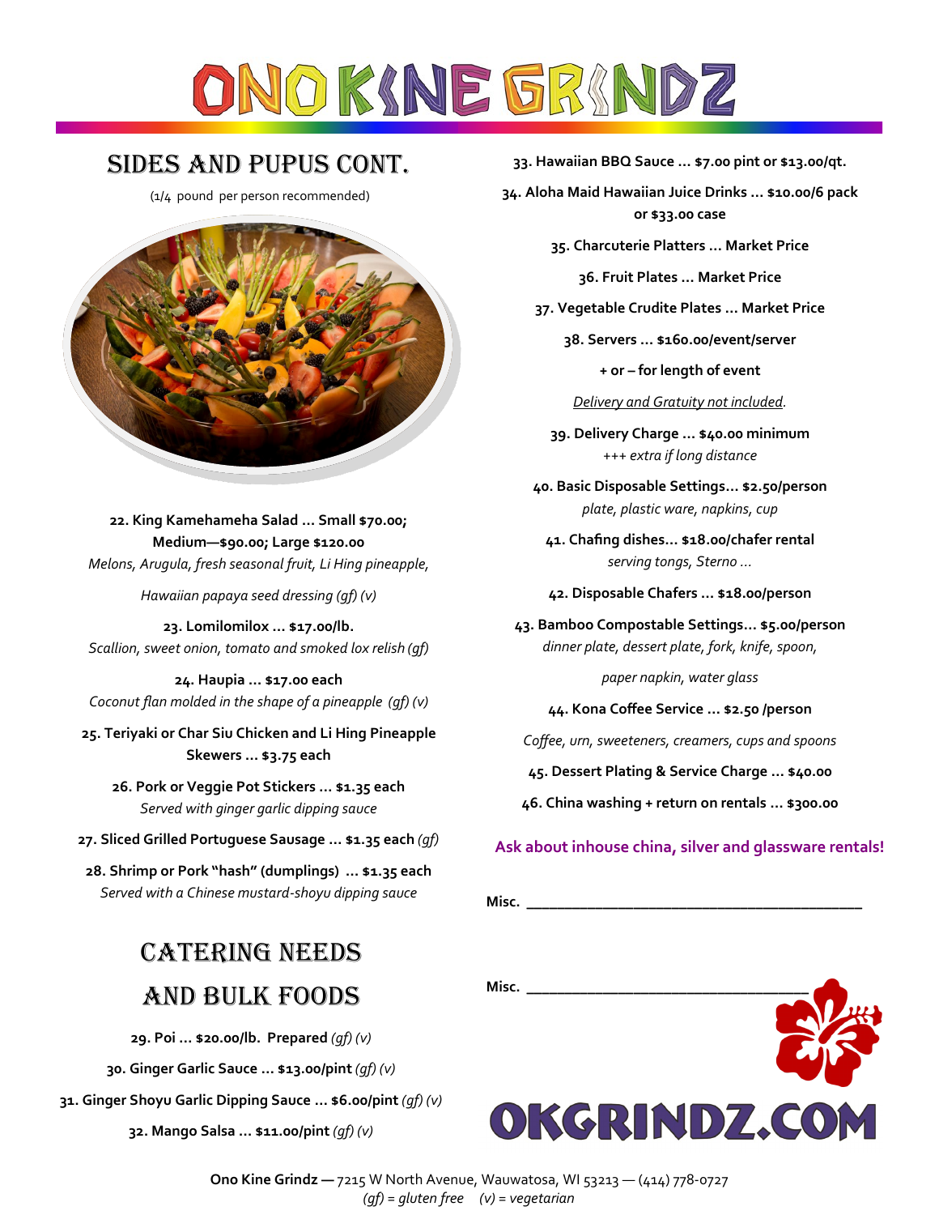# ONO KINE GRINDZ

## SIDES AND PUPUS CONT.

(1/4 pound per person recommended)

**22. King Kamehameha Salad ... Small $70.00; Medium—$90.00; Large $120.00**
*Melons, Arugula, fresh seasonal fruit, Li Hing pineapple,*

*Hawaiian papaya seed dressing (gf) (v)*

**23. Lomilomilox ... $17.00/lb.**
*Scallion, sweet onion, tomato and smoked lox relish (gf)*

**24. Haupia ... $17.00 each**
*Coconut flan molded in the shape of a pineapple (gf) (v)*

**25. Teriyaki or Char Siu Chicken and Li Hing Pineapple Skewers ... $3.75 each**

**26. Pork or Veggie Pot Stickers ... $1.35 each**
*Served with ginger garlic dipping sauce*

**27. Sliced Grilled Portuguese Sausage ... $1.35 each** *(gf)*

**28. Shrimp or Pork "hash" (dumplings) ... $1.35 each**
*Served with a Chinese mustard-shoyu dipping sauce*

## CATERING NEEDS AND BULK FOODS

**29. Poi ... $20.00/lb. Prepared** *(gf) (v)*

**30. Ginger Garlic Sauce ... $13.00/pint** *(gf) (v)*

**31. Ginger Shoyu Garlic Dipping Sauce ... $6.00/pint** *(gf) (v)*

**32. Mango Salsa ... $11.00/pint** *(gf) (v)*

**33. Hawaiian BBQ Sauce ... $7.00 pint or $13.00/qt.**

**34. Aloha Maid Hawaiian Juice Drinks ... $10.00/6 pack or $33.00 case**

**35. Charcuterie Platters ... Market Price**

**36. Fruit Plates ... Market Price**

**37. Vegetable Crudite Plates ... Market Price**

**38. Servers ... $160.00/event/server**

**+ or – for length of event**

*Delivery and Gratuity not included.*

**39. Delivery Charge ... $40.00 minimum**
*+++ extra if long distance*

**40. Basic Disposable Settings... $2.50/person**
*plate, plastic ware, napkins, cup*

**41. Chafing dishes... $18.00/chafer rental**
*serving tongs, Sterno ...*

**42. Disposable Chafers ... $18.00/person**

**43. Bamboo Compostable Settings... $5.00/person**
*dinner plate, dessert plate, fork, knife, spoon,*

*paper napkin, water glass*

**44. Kona Coffee Service ... $2.50 /person**

*Coffee, urn, sweeteners, creamers, cups and spoons*

**45. Dessert Plating & Service Charge ... $40.00**

**46. China washing + return on rentals ... $300.00**

**Ask about inhouse china, silver and glassware rentals!**

**Misc.** ________________________________________

**Misc.** ________________________________

OKGRINDZ.COM

**Ono Kine Grindz —** 7215 W North Avenue, Wauwatosa, WI 53213 — (414) 778-0727
*(gf) = gluten free (v) = vegetarian*